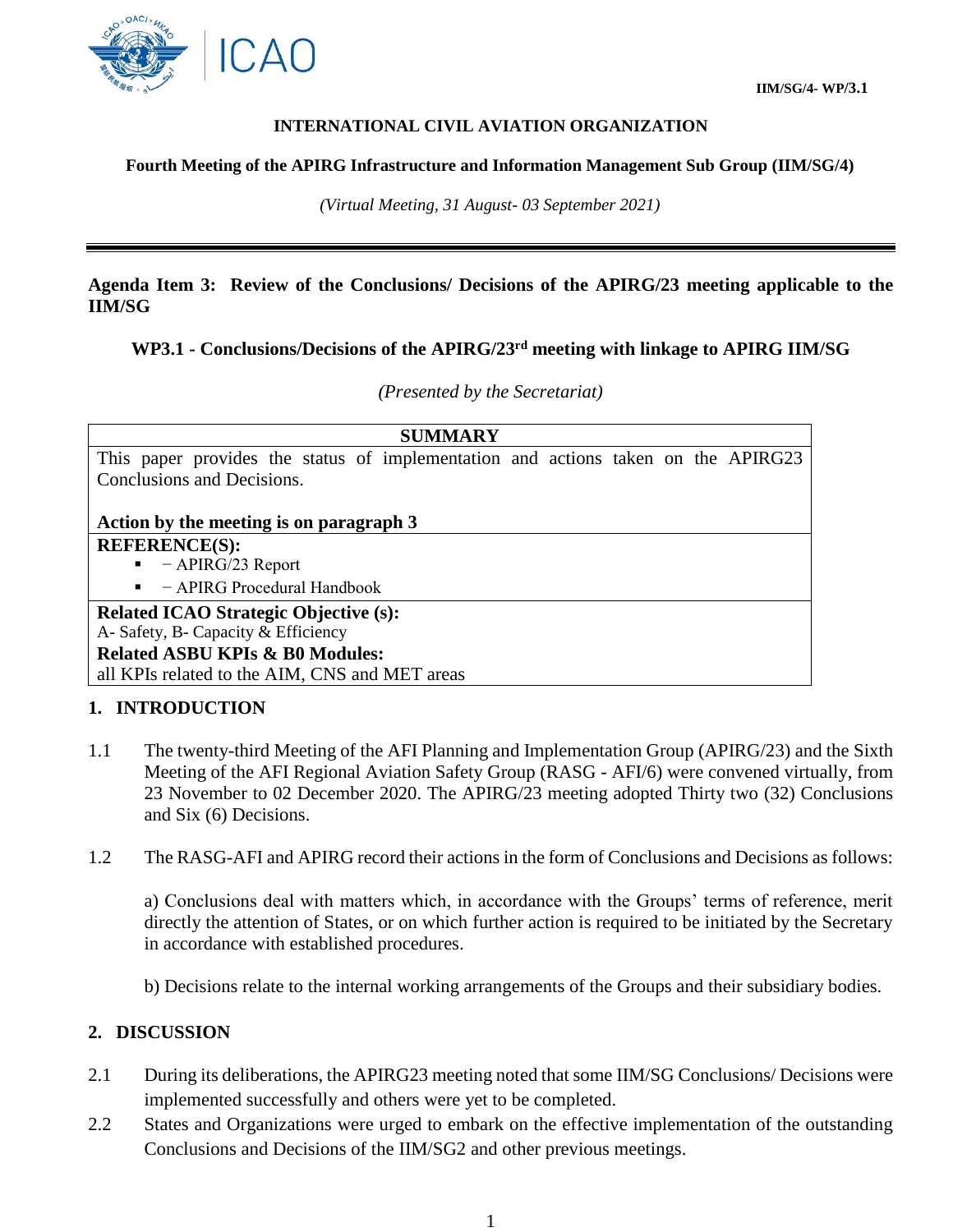IIM/SG/4- WP/3.1

**INTERNATIONAL CIVIL AVIATION ORGANIZATION**

**Fourth Meeting of the APIRG Infrastructure and Information Management Sub Group (IIM/SG/4)**

*(Virtual Meeting, 31 August- 03 September 2021)*

---

**Agenda Item 3: Review of the Conclusions/ Decisions of the APIRG/23 meeting applicable to the IIM/SG**

**WP3.1 - Conclusions/Decisions of the APIRG/23rd meeting with linkage to APIRG IIM/SG**

*(Presented by the Secretariat)*

| **SUMMARY** |
|---|
| This paper provides the status of implementation and actions taken on the APIRG23 Conclusions and Decisions.<br><br>**Action by the meeting is on paragraph 3** |
| **REFERENCE(S):**<br>▪ − APIRG/23 Report<br>▪ − APIRG Procedural Handbook |
| **Related ICAO Strategic Objective (s):**<br>A- Safety, B- Capacity & Efficiency<br>**Related ASBU KPIs & B0 Modules:**<br>all KPIs related to the AIM, CNS and MET areas |

## 1. INTRODUCTION

1.1 The twenty-third Meeting of the AFI Planning and Implementation Group (APIRG/23) and the Sixth Meeting of the AFI Regional Aviation Safety Group (RASG - AFI/6) were convened virtually, from 23 November to 02 December 2020. The APIRG/23 meeting adopted Thirty two (32) Conclusions and Six (6) Decisions.

1.2 The RASG-AFI and APIRG record their actions in the form of Conclusions and Decisions as follows:

a) Conclusions deal with matters which, in accordance with the Groups' terms of reference, merit directly the attention of States, or on which further action is required to be initiated by the Secretary in accordance with established procedures.

b) Decisions relate to the internal working arrangements of the Groups and their subsidiary bodies.

## 2. DISCUSSION

2.1 During its deliberations, the APIRG23 meeting noted that some IIM/SG Conclusions/ Decisions were implemented successfully and others were yet to be completed.

2.2 States and Organizations were urged to embark on the effective implementation of the outstanding Conclusions and Decisions of the IIM/SG2 and other previous meetings.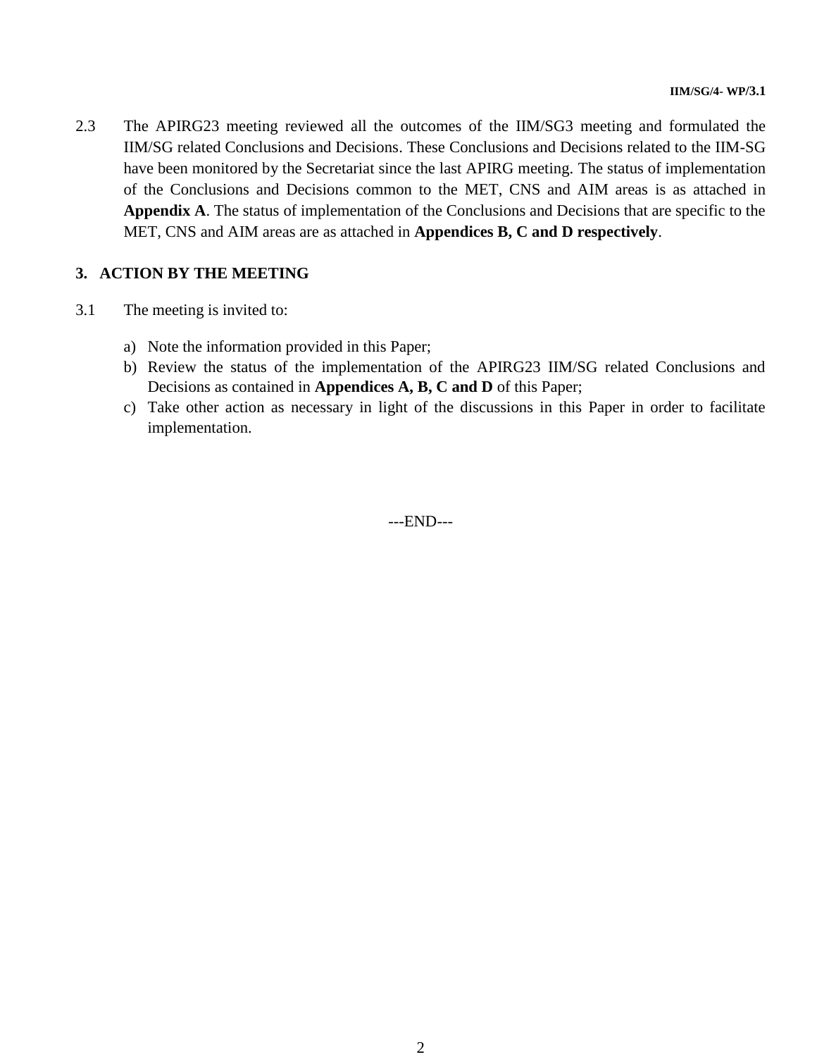2.3 The APIRG23 meeting reviewed all the outcomes of the IIM/SG3 meeting and formulated the IIM/SG related Conclusions and Decisions. These Conclusions and Decisions related to the IIM-SG have been monitored by the Secretariat since the last APIRG meeting. The status of implementation of the Conclusions and Decisions common to the MET, CNS and AIM areas is as attached in **Appendix A**. The status of implementation of the Conclusions and Decisions that are specific to the MET, CNS and AIM areas are as attached in **Appendices B, C and D respectively**.

## 3. ACTION BY THE MEETING

3.1 The meeting is invited to:

a) Note the information provided in this Paper;
b) Review the status of the implementation of the APIRG23 IIM/SG related Conclusions and Decisions as contained in **Appendices A, B, C and D** of this Paper;
c) Take other action as necessary in light of the discussions in this Paper in order to facilitate implementation.

---END---